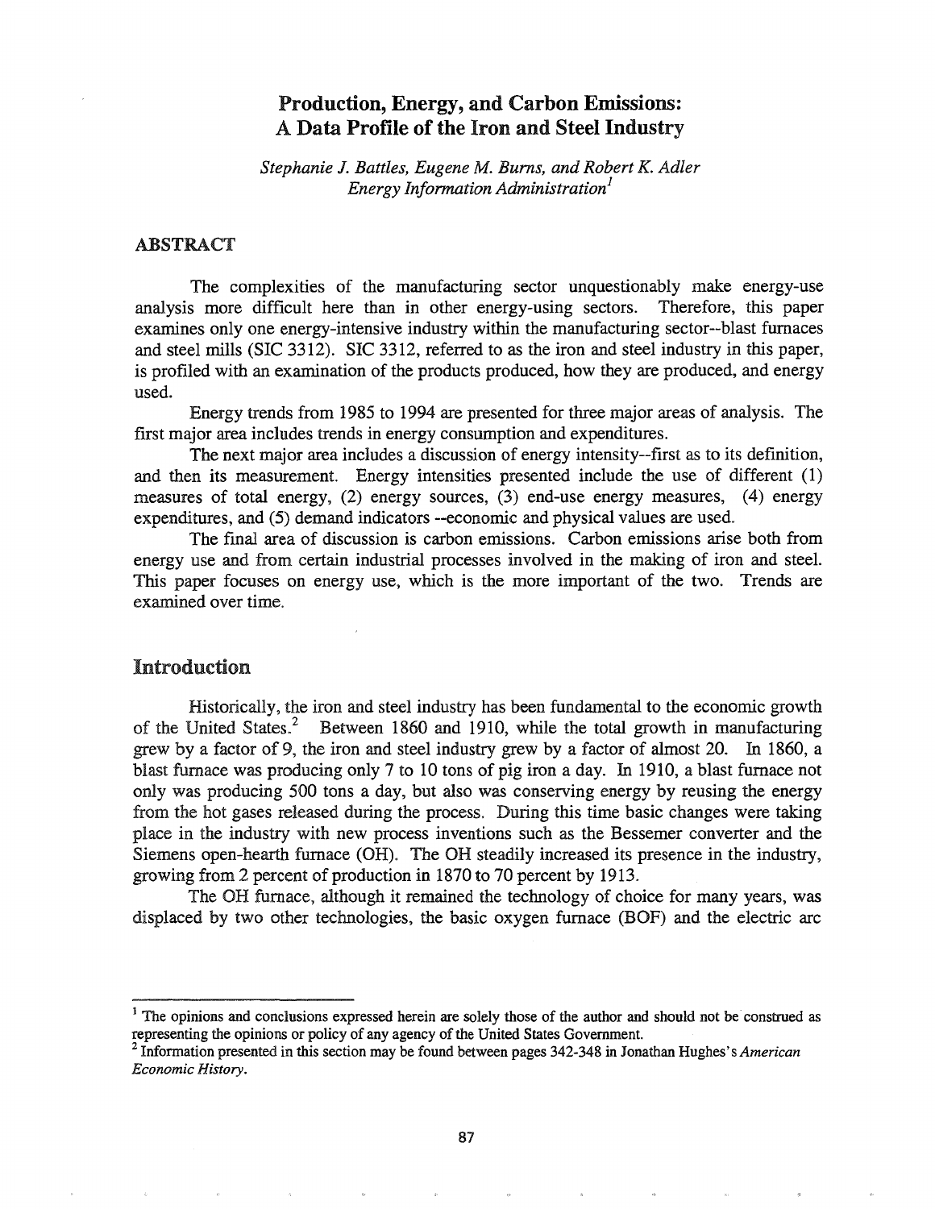# Production, Energy, and Carbon Emissions: A Data Profile of the Iron and Steel Industry

*Stephanie J. Battles, Eugene M. Burns, and Robert K. Adler*
*Energy Information Administration*[1]

## ABSTRACT

The complexities of the manufacturing sector unquestionably make energy-use analysis more difficult here than in other energy-using sectors. Therefore, this paper examines only one energy-intensive industry within the manufacturing sector--blast furnaces and steel mills (SIC 3312). SIC 3312, referred to as the iron and steel industry in this paper, is profiled with an examination of the products produced, how they are produced, and energy used.

Energy trends from 1985 to 1994 are presented for three major areas of analysis. The first major area includes trends in energy consumption and expenditures.

The next major area includes a discussion of energy intensity--first as to its definition, and then its measurement. Energy intensities presented include the use of different (1) measures of total energy, (2) energy sources, (3) end-use energy measures, (4) energy expenditures, and (5) demand indicators --economic and physical values are used.

The final area of discussion is carbon emissions. Carbon emissions arise both from energy use and from certain industrial processes involved in the making of iron and steel. This paper focuses on energy use, which is the more important of the two. Trends are examined over time.

## Introduction

Historically, the iron and steel industry has been fundamental to the economic growth of the United States.[2] Between 1860 and 1910, while the total growth in manufacturing grew by a factor of 9, the iron and steel industry grew by a factor of almost 20. In 1860, a blast furnace was producing only 7 to 10 tons of pig iron a day. In 1910, a blast furnace not only was producing 500 tons a day, but also was conserving energy by reusing the energy from the hot gases released during the process. During this time basic changes were taking place in the industry with new process inventions such as the Bessemer converter and the Siemens open-hearth furnace (OH). The OH steadily increased its presence in the industry, growing from 2 percent of production in 1870 to 70 percent by 1913.

The OH furnace, although it remained the technology of choice for many years, was displaced by two other technologies, the basic oxygen furnace (BOF) and the electric arc

---

[1] The opinions and conclusions expressed herein are solely those of the author and should not be construed as representing the opinions or policy of any agency of the United States Government.

[2] Information presented in this section may be found between pages 342-348 in Jonathan Hughes's *American Economic History*.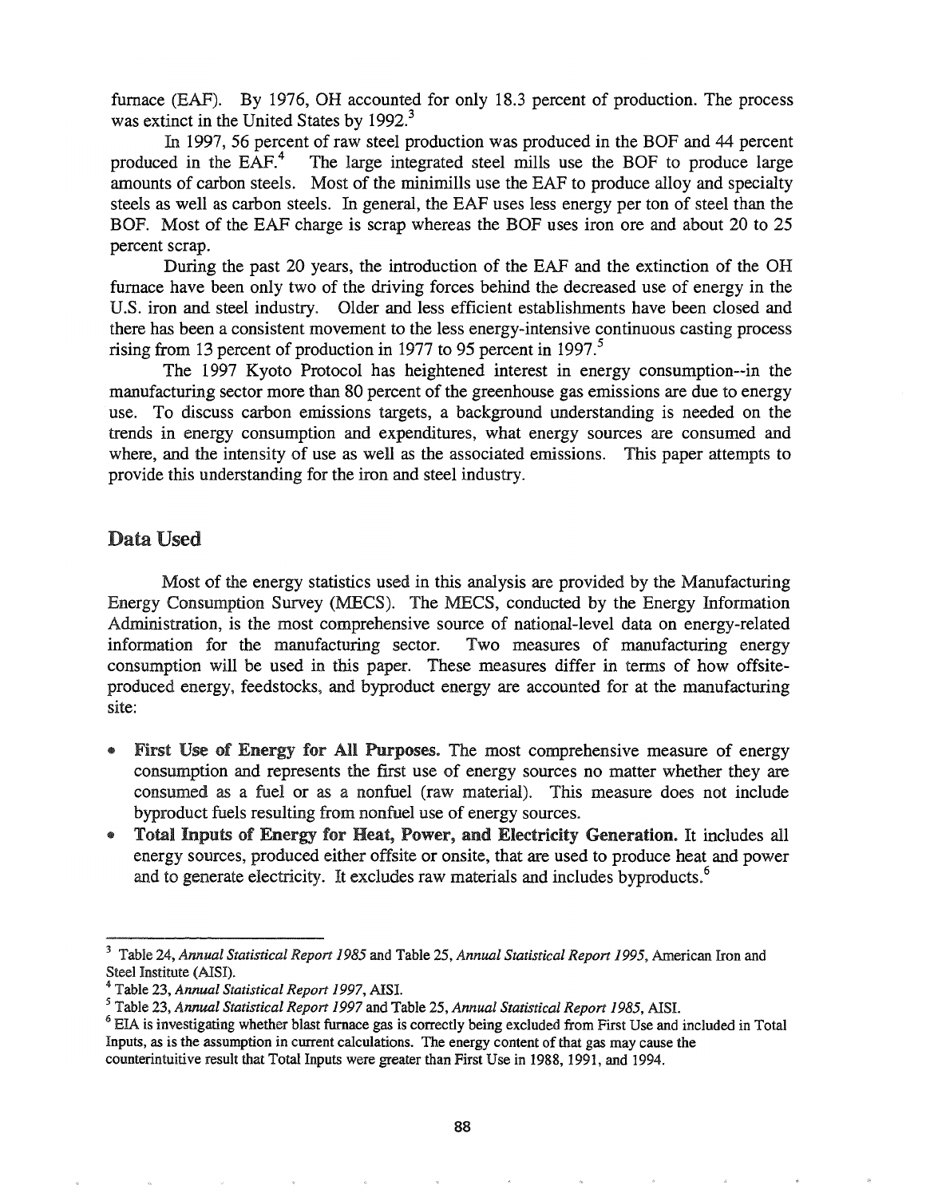furnace (EAF). By 1976, OH accounted for only 18.3 percent of production. The process was extinct in the United States by 1992.[3]

In 1997, 56 percent of raw steel production was produced in the BOF and 44 percent produced in the EAF.[4] The large integrated steel mills use the BOF to produce large amounts of carbon steels. Most of the minimills use the EAF to produce alloy and specialty steels as well as carbon steels. In general, the EAF uses less energy per ton of steel than the BOF. Most of the EAF charge is scrap whereas the BOF uses iron ore and about 20 to 25 percent scrap.

During the past 20 years, the introduction of the EAF and the extinction of the OH furnace have been only two of the driving forces behind the decreased use of energy in the U.S. iron and steel industry. Older and less efficient establishments have been closed and there has been a consistent movement to the less energy-intensive continuous casting process rising from 13 percent of production in 1977 to 95 percent in 1997.[5]

The 1997 Kyoto Protocol has heightened interest in energy consumption--in the manufacturing sector more than 80 percent of the greenhouse gas emissions are due to energy use. To discuss carbon emissions targets, a background understanding is needed on the trends in energy consumption and expenditures, what energy sources are consumed and where, and the intensity of use as well as the associated emissions. This paper attempts to provide this understanding for the iron and steel industry.

## Data Used

Most of the energy statistics used in this analysis are provided by the Manufacturing Energy Consumption Survey (MECS). The MECS, conducted by the Energy Information Administration, is the most comprehensive source of national-level data on energy-related information for the manufacturing sector. Two measures of manufacturing energy consumption will be used in this paper. These measures differ in terms of how offsite-produced energy, feedstocks, and byproduct energy are accounted for at the manufacturing site:

- **First Use of Energy for All Purposes.** The most comprehensive measure of energy consumption and represents the first use of energy sources no matter whether they are consumed as a fuel or as a nonfuel (raw material). This measure does not include byproduct fuels resulting from nonfuel use of energy sources.
- **Total Inputs of Energy for Heat, Power, and Electricity Generation.** It includes all energy sources, produced either offsite or onsite, that are used to produce heat and power and to generate electricity. It excludes raw materials and includes byproducts.[6]

---

[3] Table 24, *Annual Statistical Report 1985* and Table 25, *Annual Statistical Report 1995*, American Iron and Steel Institute (AISI).

[4] Table 23, *Annual Statistical Report 1997*, AISI.

[5] Table 23, *Annual Statistical Report 1997* and Table 25, *Annual Statistical Report 1985*, AISI.

[6] EIA is investigating whether blast furnace gas is correctly being excluded from First Use and included in Total Inputs, as is the assumption in current calculations. The energy content of that gas may cause the counterintuitive result that Total Inputs were greater than First Use in 1988, 1991, and 1994.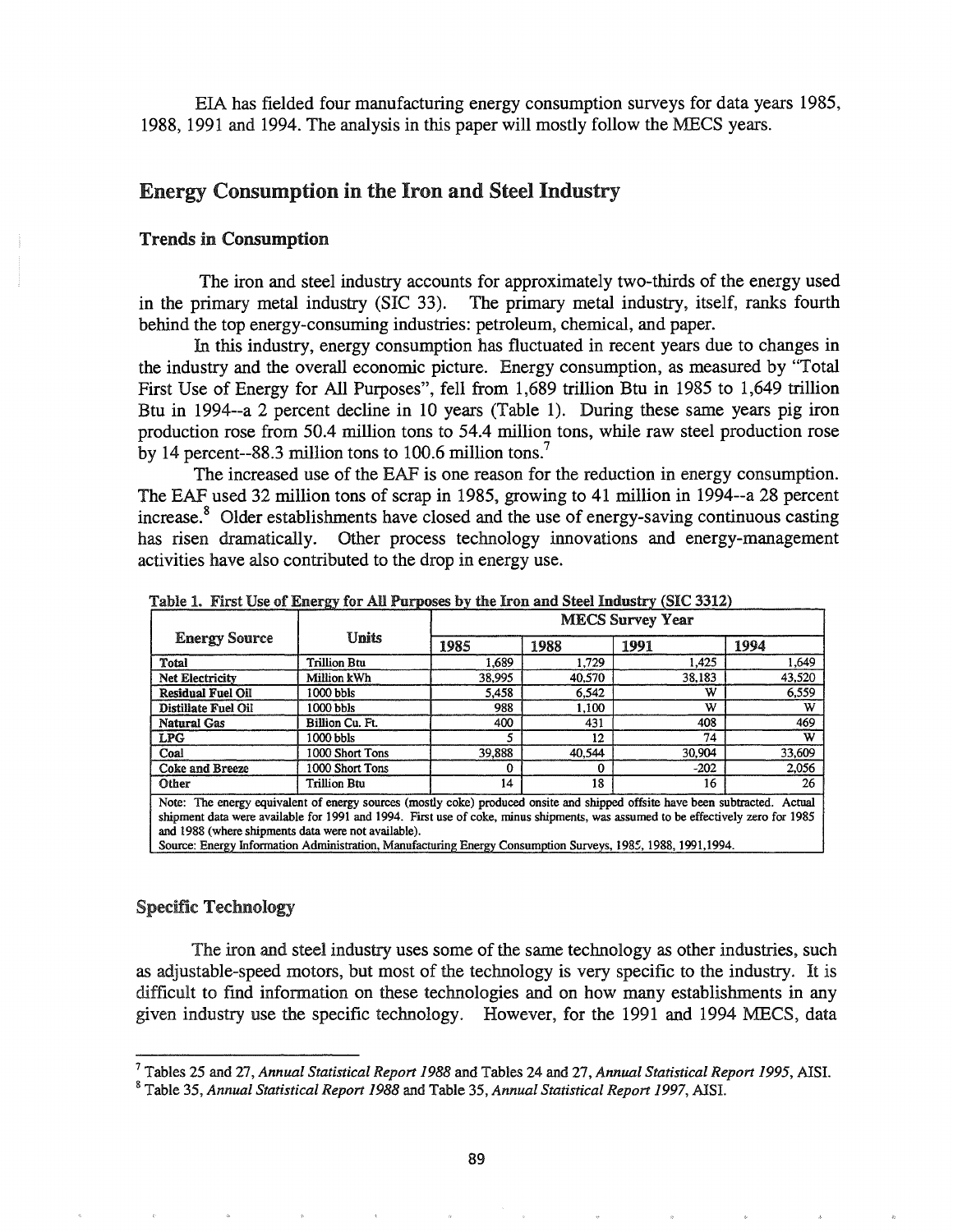EIA has fielded four manufacturing energy consumption surveys for data years 1985, 1988, 1991 and 1994. The analysis in this paper will mostly follow the MECS years.

## Energy Consumption in the Iron and Steel Industry

### Trends in Consumption

The iron and steel industry accounts for approximately two-thirds of the energy used in the primary metal industry (SIC 33). The primary metal industry, itself, ranks fourth behind the top energy-consuming industries: petroleum, chemical, and paper.

In this industry, energy consumption has fluctuated in recent years due to changes in the industry and the overall economic picture. Energy consumption, as measured by "Total First Use of Energy for All Purposes", fell from 1,689 trillion Btu in 1985 to 1,649 trillion Btu in 1994--a 2 percent decline in 10 years (Table 1). During these same years pig iron production rose from 50.4 million tons to 54.4 million tons, while raw steel production rose by 14 percent--88.3 million tons to 100.6 million tons.[7]

The increased use of the EAF is one reason for the reduction in energy consumption. The EAF used 32 million tons of scrap in 1985, growing to 41 million in 1994--a 28 percent increase.[8] Older establishments have closed and the use of energy-saving continuous casting has risen dramatically. Other process technology innovations and energy-management activities have also contributed to the drop in energy use.

Table 1. First Use of Energy for All Purposes by the Iron and Steel Industry (SIC 3312)

| Energy Source | Units | MECS Survey Year | | | |
|---|---|---|---|---|---|
| | | 1985 | 1988 | 1991 | 1994 |
| Total | Trillion Btu | 1,689 | 1,729 | 1,425 | 1,649 |
| Net Electricity | Million kWh | 38,995 | 40,570 | 38,183 | 43,520 |
| Residual Fuel Oil | 1000 bbls | 5,458 | 6,542 | W | 6,559 |
| Distillate Fuel Oil | 1000 bbls | 988 | 1,100 | W | W |
| Natural Gas | Billion Cu. Ft. | 400 | 431 | 408 | 469 |
| LPG | 1000 bbls | 5 | 12 | 74 | W |
| Coal | 1000 Short Tons | 39,888 | 40,544 | 30,904 | 33,609 |
| Coke and Breeze | 1000 Short Tons | 0 | 0 | -202 | 2,056 |
| Other | Trillion Btu | 14 | 18 | 16 | 26 |

Note: The energy equivalent of energy sources (mostly coke) produced onsite and shipped offsite have been subtracted. Actual shipment data were available for 1991 and 1994. First use of coke, minus shipments, was assumed to be effectively zero for 1985 and 1988 (where shipments data were not available).
Source: Energy Information Administration, Manufacturing Energy Consumption Surveys, 1985, 1988, 1991, 1994.

### Specific Technology

The iron and steel industry uses some of the same technology as other industries, such as adjustable-speed motors, but most of the technology is very specific to the industry. It is difficult to find information on these technologies and on how many establishments in any given industry use the specific technology. However, for the 1991 and 1994 MECS, data

---

[7] Tables 25 and 27, *Annual Statistical Report 1988* and Tables 24 and 27, *Annual Statistical Report 1995*, AISI.

[8] Table 35, *Annual Statistical Report 1988* and Table 35, *Annual Statistical Report 1997*, AISI.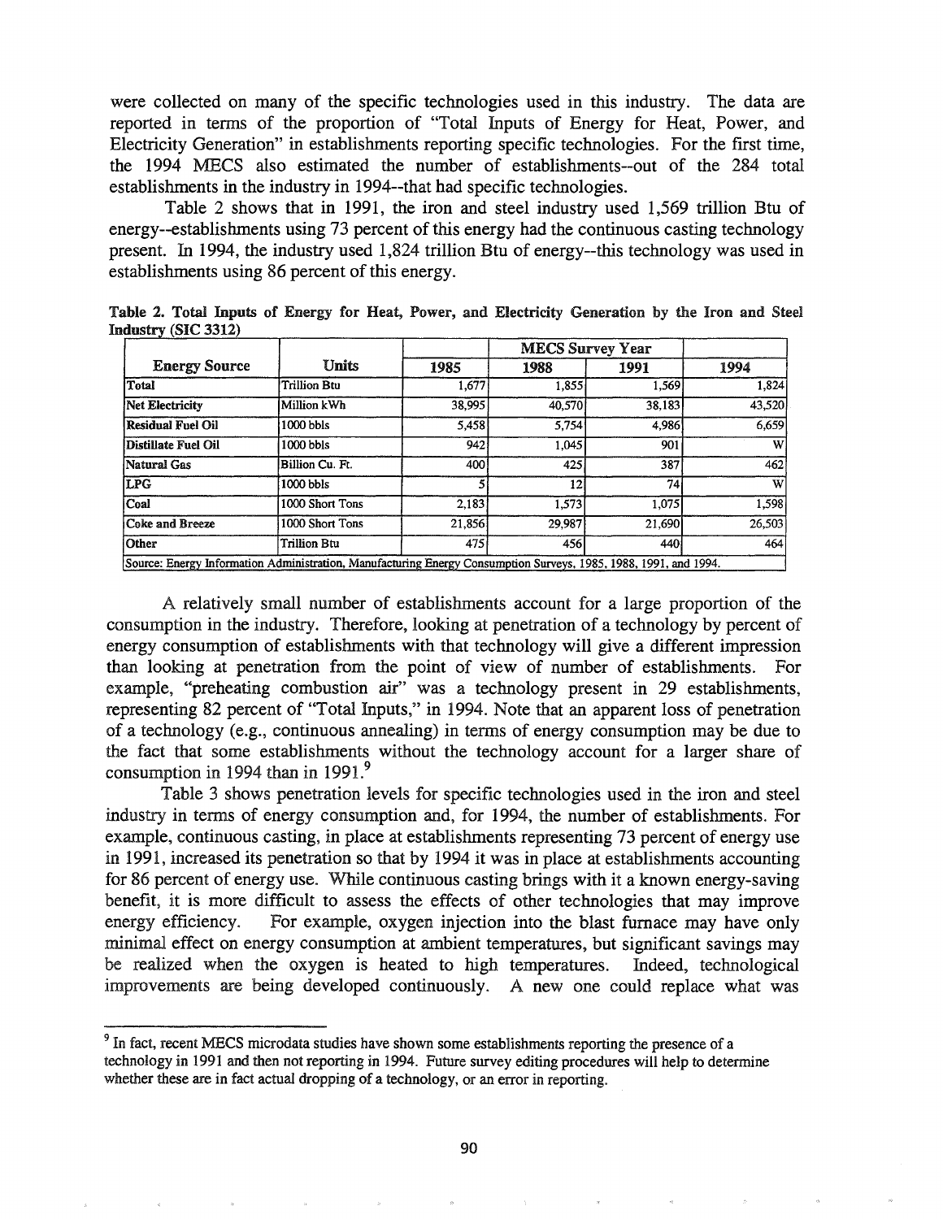were collected on many of the specific technologies used in this industry. The data are reported in terms of the proportion of "Total Inputs of Energy for Heat, Power, and Electricity Generation" in establishments reporting specific technologies. For the first time, the 1994 MECS also estimated the number of establishments--out of the 284 total establishments in the industry in 1994--that had specific technologies.

Table 2 shows that in 1991, the iron and steel industry used 1,569 trillion Btu of energy--establishments using 73 percent of this energy had the continuous casting technology present. In 1994, the industry used 1,824 trillion Btu of energy--this technology was used in establishments using 86 percent of this energy.

**Table 2. Total Inputs of Energy for Heat, Power, and Electricity Generation by the Iron and Steel Industry (SIC 3312)**

| Energy Source | Units | MECS Survey Year | | | |
|---|---|---|---|---|---|
| | | 1985 | 1988 | 1991 | 1994 |
| Total | Trillion Btu | 1,677 | 1,855 | 1,569 | 1,824 |
| Net Electricity | Million kWh | 38,995 | 40,570 | 38,183 | 43,520 |
| Residual Fuel Oil | 1000 bbls | 5,458 | 5,754 | 4,986 | 6,659 |
| Distillate Fuel Oil | 1000 bbls | 942 | 1,045 | 901 | W |
| Natural Gas | Billion Cu. Ft. | 400 | 425 | 387 | 462 |
| LPG | 1000 bbls | 5 | 12 | 74 | W |
| Coal | 1000 Short Tons | 2,183 | 1,573 | 1,075 | 1,598 |
| Coke and Breeze | 1000 Short Tons | 21,856 | 29,987 | 21,690 | 26,503 |
| Other | Trillion Btu | 475 | 456 | 440 | 464 |

Source: Energy Information Administration, Manufacturing Energy Consumption Surveys, 1985, 1988, 1991, and 1994.

A relatively small number of establishments account for a large proportion of the consumption in the industry. Therefore, looking at penetration of a technology by percent of energy consumption of establishments with that technology will give a different impression than looking at penetration from the point of view of number of establishments. For example, "preheating combustion air" was a technology present in 29 establishments, representing 82 percent of "Total Inputs," in 1994. Note that an apparent loss of penetration of a technology (e.g., continuous annealing) in terms of energy consumption may be due to the fact that some establishments without the technology account for a larger share of consumption in 1994 than in 1991.[9]

Table 3 shows penetration levels for specific technologies used in the iron and steel industry in terms of energy consumption and, for 1994, the number of establishments. For example, continuous casting, in place at establishments representing 73 percent of energy use in 1991, increased its penetration so that by 1994 it was in place at establishments accounting for 86 percent of energy use. While continuous casting brings with it a known energy-saving benefit, it is more difficult to assess the effects of other technologies that may improve energy efficiency. For example, oxygen injection into the blast furnace may have only minimal effect on energy consumption at ambient temperatures, but significant savings may be realized when the oxygen is heated to high temperatures. Indeed, technological improvements are being developed continuously. A new one could replace what was

[9] In fact, recent MECS microdata studies have shown some establishments reporting the presence of a technology in 1991 and then not reporting in 1994. Future survey editing procedures will help to determine whether these are in fact actual dropping of a technology, or an error in reporting.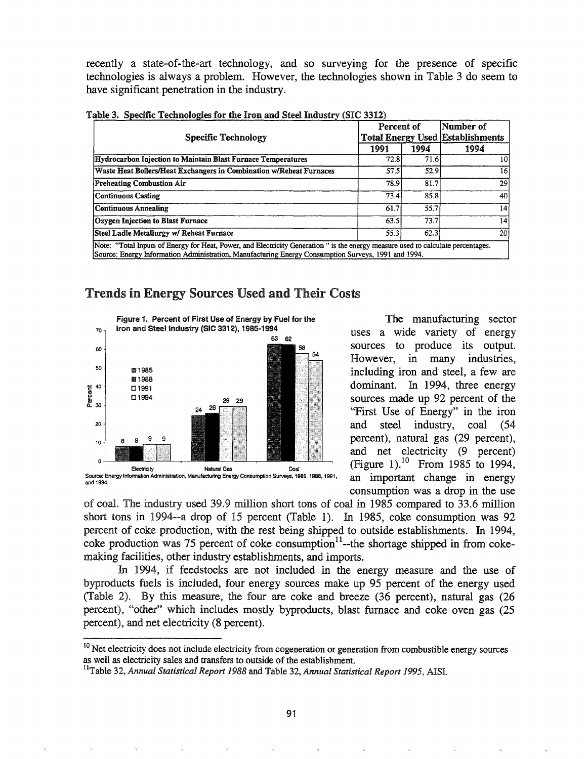recently a state-of-the-art technology, and so surveying for the presence of specific technologies is always a problem. However, the technologies shown in Table 3 do seem to have significant penetration in the industry.

**Table 3. Specific Technologies for the Iron and Steel Industry (SIC 3312)**

| Specific Technology | Percent of Total Energy Used | | Number of Establishments |
|---|---|---|---|
| | 1991 | 1994 | 1994 |
| Hydrocarbon Injection to Maintain Blast Furnace Temperatures | 72.8 | 71.6 | 10 |
| Waste Heat Boilers/Heat Exchangers in Combination w/Reheat Furnaces | 57.5 | 52.9 | 16 |
| Preheating Combustion Air | 78.9 | 81.7 | 29 |
| Continuous Casting | 73.4 | 85.8 | 40 |
| Continuous Annealing | 61.7 | 55.7 | 14 |
| Oxygen Injection to Blast Furnace | 63.5 | 73.7 | 14 |
| Steel Ladle Metallurgy w/ Reheat Furnace | 55.3 | 62.3 | 20 |

Note: "Total Inputs of Energy for Heat, Power, and Electricity Generation " is the energy measure used to calculate percentages.
Source: Energy Information Administration, Manufacturing Energy Consumption Surveys, 1991 and 1994.

## Trends in Energy Sources Used and Their Costs

**Figure 1. Percent of First Use of Energy by Fuel for the Iron and Steel Industry (SIC 3312), 1985-1994**

Source: Energy Information Administration, Manufacturing Energy Consumption Surveys, 1985, 1988, 1991, and 1994.

The manufacturing sector uses a wide variety of energy sources to produce its output. However, in many industries, including iron and steel, a few are dominant. In 1994, three energy sources made up 92 percent of the "First Use of Energy" in the iron and steel industry, coal (54 percent), natural gas (29 percent), and net electricity (9 percent) (Figure 1).[10] From 1985 to 1994, an important change in energy consumption was a drop in the use of coal. The industry used 39.9 million short tons of coal in 1985 compared to 33.6 million short tons in 1994--a drop of 15 percent (Table 1). In 1985, coke consumption was 92 percent of coke production, with the rest being shipped to outside establishments. In 1994, coke production was 75 percent of coke consumption[11]--the shortage shipped in from coke-making facilities, other industry establishments, and imports.

In 1994, if feedstocks are not included in the energy measure and the use of byproducts fuels is included, four energy sources make up 95 percent of the energy used (Table 2). By this measure, the four are coke and breeze (36 percent), natural gas (26 percent), "other" which includes mostly byproducts, blast furnace and coke oven gas (25 percent), and net electricity (8 percent).

---

[10] Net electricity does not include electricity from cogeneration or generation from combustible energy sources as well as electricity sales and transfers to outside of the establishment.

[11] Table 32, *Annual Statistical Report 1988* and Table 32, *Annual Statistical Report 1995*, AISI.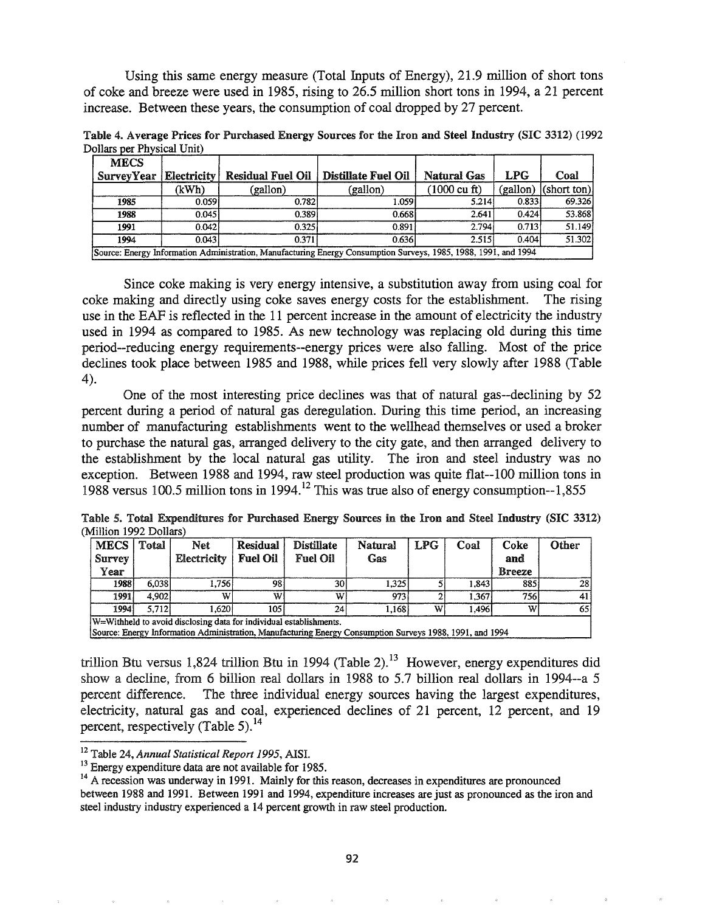Using this same energy measure (Total Inputs of Energy), 21.9 million of short tons of coke and breeze were used in 1985, rising to 26.5 million short tons in 1994, a 21 percent increase. Between these years, the consumption of coal dropped by 27 percent.

**Table 4. Average Prices for Purchased Energy Sources for the Iron and Steel Industry (SIC 3312) (1992 Dollars per Physical Unit)**

| MECS SurveyYear | Electricity | Residual Fuel Oil | Distillate Fuel Oil | Natural Gas | LPG | Coal |
|---|---|---|---|---|---|---|
| | (kWh) | (gallon) | (gallon) | (1000 cu ft) | (gallon) | (short ton) |
| **1985** | 0.059 | 0.782 | 1.059 | 5.214 | 0.833 | 69.326 |
| **1988** | 0.045 | 0.389 | 0.668 | 2.641 | 0.424 | 53.868 |
| **1991** | 0.042 | 0.325 | 0.891 | 2.794 | 0.713 | 51.149 |
| **1994** | 0.043 | 0.371 | 0.636 | 2.515 | 0.404 | 51.302 |
| Source: Energy Information Administration, Manufacturing Energy Consumption Surveys, 1985, 1988, 1991, and 1994 | | | | | | |

Since coke making is very energy intensive, a substitution away from using coal for coke making and directly using coke saves energy costs for the establishment. The rising use in the EAF is reflected in the 11 percent increase in the amount of electricity the industry used in 1994 as compared to 1985. As new technology was replacing old during this time period--reducing energy requirements--energy prices were also falling. Most of the price declines took place between 1985 and 1988, while prices fell very slowly after 1988 (Table 4).

One of the most interesting price declines was that of natural gas--declining by 52 percent during a period of natural gas deregulation. During this time period, an increasing number of manufacturing establishments went to the wellhead themselves or used a broker to purchase the natural gas, arranged delivery to the city gate, and then arranged delivery to the establishment by the local natural gas utility. The iron and steel industry was no exception. Between 1988 and 1994, raw steel production was quite flat--100 million tons in 1988 versus 100.5 million tons in 1994.[12] This was true also of energy consumption--1,855 trillion Btu versus 1,824 trillion Btu in 1994 (Table 2).[13] However, energy expenditures did show a decline, from 6 billion real dollars in 1988 to 5.7 billion real dollars in 1994--a 5 percent difference. The three individual energy sources having the largest expenditures, electricity, natural gas and coal, experienced declines of 21 percent, 12 percent, and 19 percent, respectively (Table 5).[14]

**Table 5. Total Expenditures for Purchased Energy Sources in the Iron and Steel Industry (SIC 3312) (Million 1992 Dollars)**

| MECS Survey Year | Total | Net Electricity | Residual Fuel Oil | Distillate Fuel Oil | Natural Gas | LPG | Coal | Coke and Breeze | Other |
|---|---|---|---|---|---|---|---|---|---|
| 1988 | 6,038 | 1,756 | 98 | 30 | 1,325 | 5 | 1,843 | 885 | 28 |
| 1991 | 4,902 | W | W | W | 973 | 2 | 1,367 | 756 | 41 |
| 1994 | 5,712 | 1,620 | 105 | 24 | 1,168 | W | 1,496 | W | 65 |
| W=Withheld to avoid disclosing data for individual establishments. Source: Energy Information Administration, Manufacturing Energy Consumption Surveys 1988, 1991, and 1994 | | | | | | | | | |

---

[12] Table 24, *Annual Statistical Report 1995*, AISI.

[13] Energy expenditure data are not available for 1985.

[14] A recession was underway in 1991. Mainly for this reason, decreases in expenditures are pronounced between 1988 and 1991. Between 1991 and 1994, expenditure increases are just as pronounced as the iron and steel industry industry experienced a 14 percent growth in raw steel production.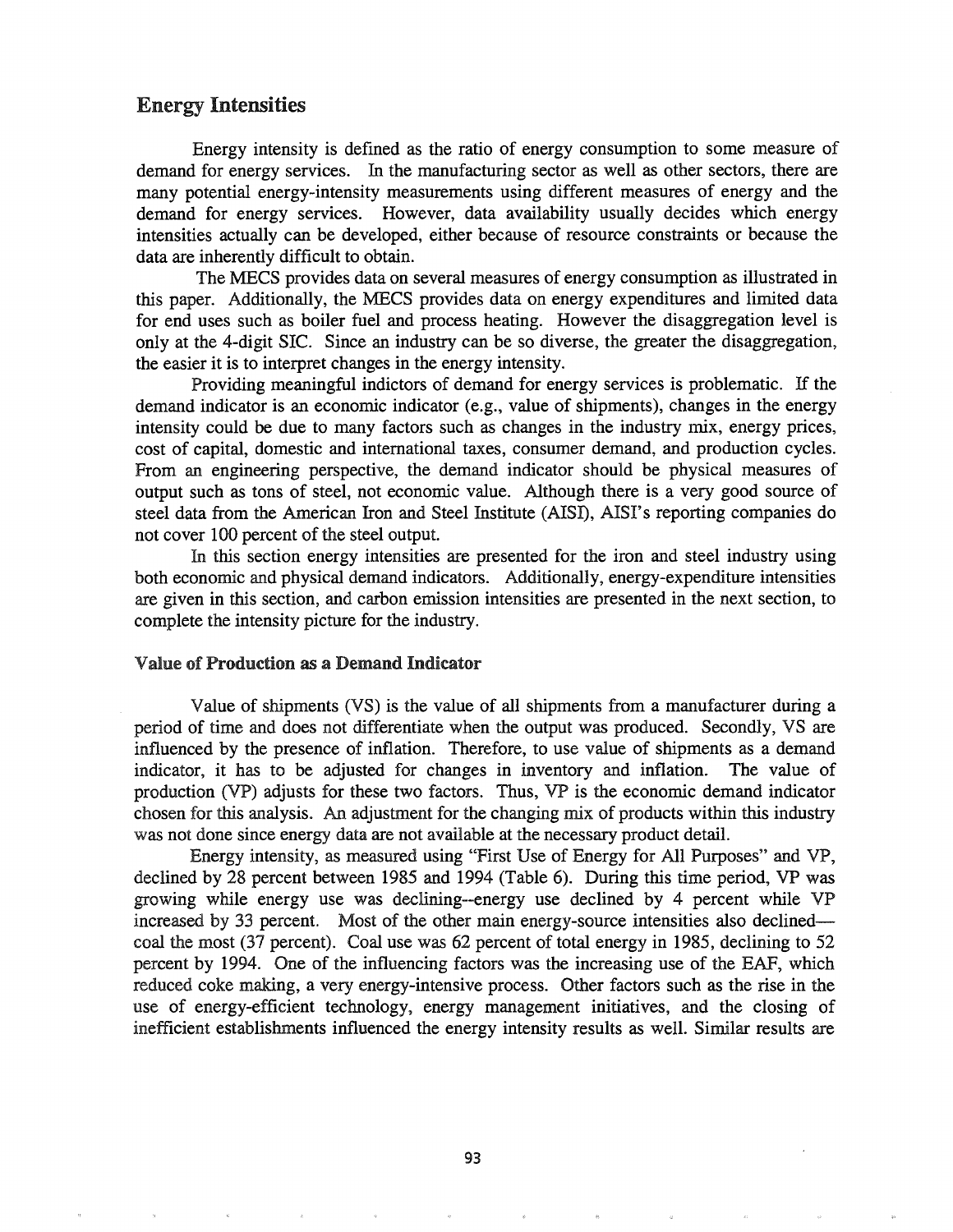## Energy Intensities

Energy intensity is defined as the ratio of energy consumption to some measure of demand for energy services. In the manufacturing sector as well as other sectors, there are many potential energy-intensity measurements using different measures of energy and the demand for energy services. However, data availability usually decides which energy intensities actually can be developed, either because of resource constraints or because the data are inherently difficult to obtain.

The MECS provides data on several measures of energy consumption as illustrated in this paper. Additionally, the MECS provides data on energy expenditures and limited data for end uses such as boiler fuel and process heating. However the disaggregation level is only at the 4-digit SIC. Since an industry can be so diverse, the greater the disaggregation, the easier it is to interpret changes in the energy intensity.

Providing meaningful indictors of demand for energy services is problematic. If the demand indicator is an economic indicator (e.g., value of shipments), changes in the energy intensity could be due to many factors such as changes in the industry mix, energy prices, cost of capital, domestic and international taxes, consumer demand, and production cycles. From an engineering perspective, the demand indicator should be physical measures of output such as tons of steel, not economic value. Although there is a very good source of steel data from the American Iron and Steel Institute (AISI), AISI's reporting companies do not cover 100 percent of the steel output.

In this section energy intensities are presented for the iron and steel industry using both economic and physical demand indicators. Additionally, energy-expenditure intensities are given in this section, and carbon emission intensities are presented in the next section, to complete the intensity picture for the industry.

### Value of Production as a Demand Indicator

Value of shipments (VS) is the value of all shipments from a manufacturer during a period of time and does not differentiate when the output was produced. Secondly, VS are influenced by the presence of inflation. Therefore, to use value of shipments as a demand indicator, it has to be adjusted for changes in inventory and inflation. The value of production (VP) adjusts for these two factors. Thus, VP is the economic demand indicator chosen for this analysis. An adjustment for the changing mix of products within this industry was not done since energy data are not available at the necessary product detail.

Energy intensity, as measured using "First Use of Energy for All Purposes" and VP, declined by 28 percent between 1985 and 1994 (Table 6). During this time period, VP was growing while energy use was declining--energy use declined by 4 percent while VP increased by 33 percent. Most of the other main energy-source intensities also declined—coal the most (37 percent). Coal use was 62 percent of total energy in 1985, declining to 52 percent by 1994. One of the influencing factors was the increasing use of the EAF, which reduced coke making, a very energy-intensive process. Other factors such as the rise in the use of energy-efficient technology, energy management initiatives, and the closing of inefficient establishments influenced the energy intensity results as well. Similar results are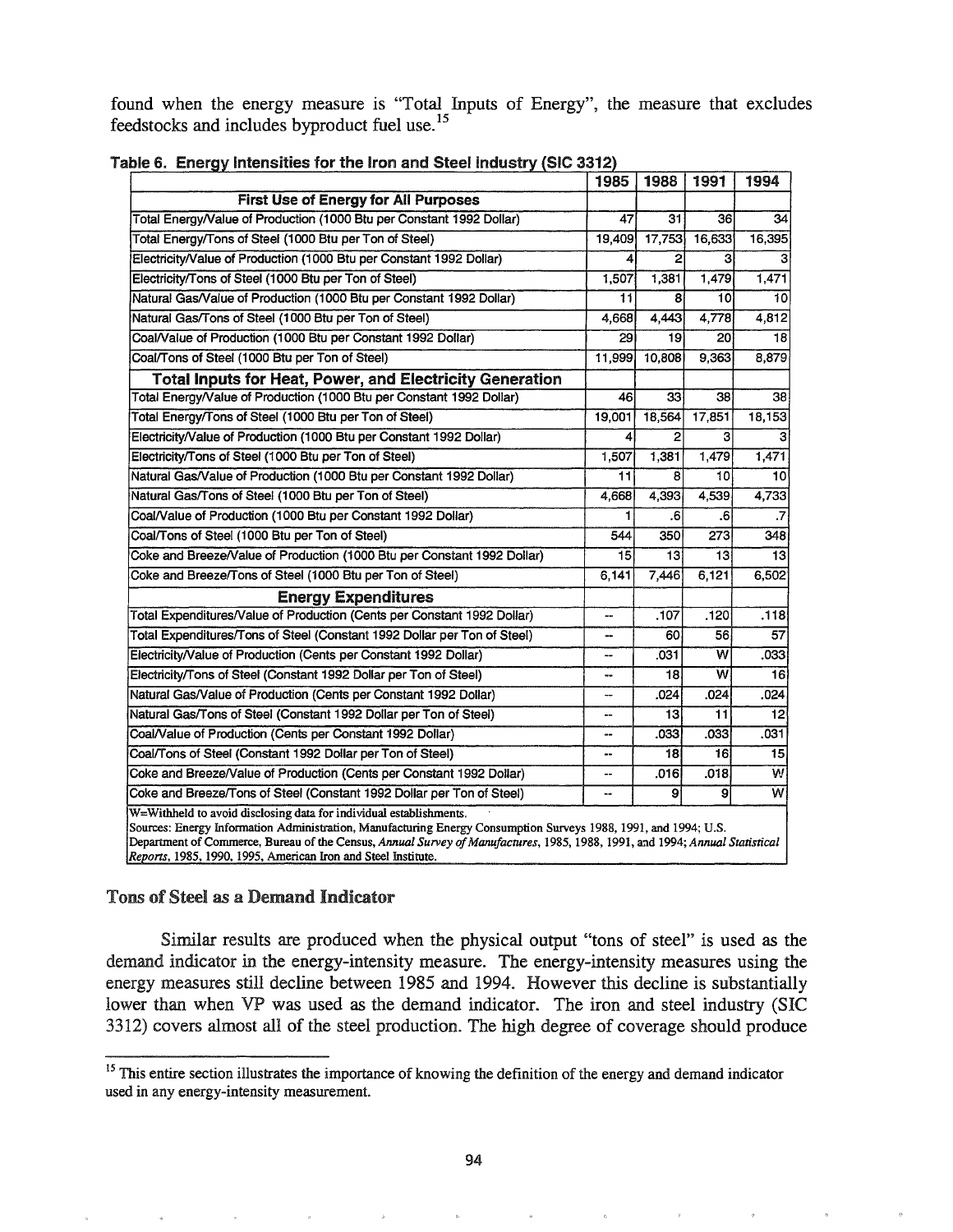found when the energy measure is "Total Inputs of Energy", the measure that excludes feedstocks and includes byproduct fuel use.[15]

**Table 6. Energy Intensities for the Iron and Steel Industry (SIC 3312)**

| | 1985 | 1988 | 1991 | 1994 |
|---|---|---|---|---|
| **First Use of Energy for All Purposes** | | | | |
| Total Energy/Value of Production (1000 Btu per Constant 1992 Dollar) | 47 | 31 | 36 | 34 |
| Total Energy/Tons of Steel (1000 Btu per Ton of Steel) | 19,409 | 17,753 | 16,633 | 16,395 |
| Electricity/Value of Production (1000 Btu per Constant 1992 Dollar) | 4 | 2 | 3 | 3 |
| Electricity/Tons of Steel (1000 Btu per Ton of Steel) | 1,507 | 1,381 | 1,479 | 1,471 |
| Natural Gas/Value of Production (1000 Btu per Constant 1992 Dollar) | 11 | 8 | 10 | 10 |
| Natural Gas/Tons of Steel (1000 Btu per Ton of Steel) | 4,668 | 4,443 | 4,778 | 4,812 |
| Coal/Value of Production (1000 Btu per Constant 1992 Dollar) | 29 | 19 | 20 | 18 |
| Coal/Tons of Steel (1000 Btu per Ton of Steel) | 11,999 | 10,808 | 9,363 | 8,879 |
| **Total Inputs for Heat, Power, and Electricity Generation** | | | | |
| Total Energy/Value of Production (1000 Btu per Constant 1992 Dollar) | 46 | 33 | 38 | 38 |
| Total Energy/Tons of Steel (1000 Btu per Ton of Steel) | 19,001 | 18,564 | 17,851 | 18,153 |
| Electricity/Value of Production (1000 Btu per Constant 1992 Dollar) | 4 | 2 | 3 | 3 |
| Electricity/Tons of Steel (1000 Btu per Ton of Steel) | 1,507 | 1,381 | 1,479 | 1,471 |
| Natural Gas/Value of Production (1000 Btu per Constant 1992 Dollar) | 11 | 8 | 10 | 10 |
| Natural Gas/Tons of Steel (1000 Btu per Ton of Steel) | 4,668 | 4,393 | 4,539 | 4,733 |
| Coal/Value of Production (1000 Btu per Constant 1992 Dollar) | 1 | .6 | .6 | .7 |
| Coal/Tons of Steel (1000 Btu per Ton of Steel) | 544 | 350 | 273 | 348 |
| Coke and Breeze/Value of Production (1000 Btu per Constant 1992 Dollar) | 15 | 13 | 13 | 13 |
| Coke and Breeze/Tons of Steel (1000 Btu per Ton of Steel) | 6,141 | 7,446 | 6,121 | 6,502 |
| **Energy Expenditures** | | | | |
| Total Expenditures/Value of Production (Cents per Constant 1992 Dollar) | -- | .107 | .120 | .118 |
| Total Expenditures/Tons of Steel (Constant 1992 Dollar per Ton of Steel) | -- | 60 | 56 | 57 |
| Electricity/Value of Production (Cents per Constant 1992 Dollar) | -- | .031 | W | .033 |
| Electricity/Tons of Steel (Constant 1992 Dollar per Ton of Steel) | -- | 18 | W | 16 |
| Natural Gas/Value of Production (Cents per Constant 1992 Dollar) | -- | .024 | .024 | .024 |
| Natural Gas/Tons of Steel (Constant 1992 Dollar per Ton of Steel) | -- | 13 | 11 | 12 |
| Coal/Value of Production (Cents per Constant 1992 Dollar) | -- | .033 | .033 | .031 |
| Coal/Tons of Steel (Constant 1992 Dollar per Ton of Steel) | -- | 18 | 16 | 15 |
| Coke and Breeze/Value of Production (Cents per Constant 1992 Dollar) | -- | .016 | .018 | W |
| Coke and Breeze/Tons of Steel (Constant 1992 Dollar per Ton of Steel) | -- | 9 | 9 | W |

W=Withheld to avoid disclosing data for individual establishments.
Sources: Energy Information Administration, Manufacturing Energy Consumption Surveys 1988, 1991, and 1994; U.S. Department of Commerce, Bureau of the Census, *Annual Survey of Manufactures*, 1985, 1988, 1991, and 1994; *Annual Statistical Reports*, 1985, 1990, 1995, American Iron and Steel Institute.

## Tons of Steel as a Demand Indicator

Similar results are produced when the physical output "tons of steel" is used as the demand indicator in the energy-intensity measure. The energy-intensity measures using the energy measures still decline between 1985 and 1994. However this decline is substantially lower than when VP was used as the demand indicator. The iron and steel industry (SIC 3312) covers almost all of the steel production. The high degree of coverage should produce

[15] This entire section illustrates the importance of knowing the definition of the energy and demand indicator used in any energy-intensity measurement.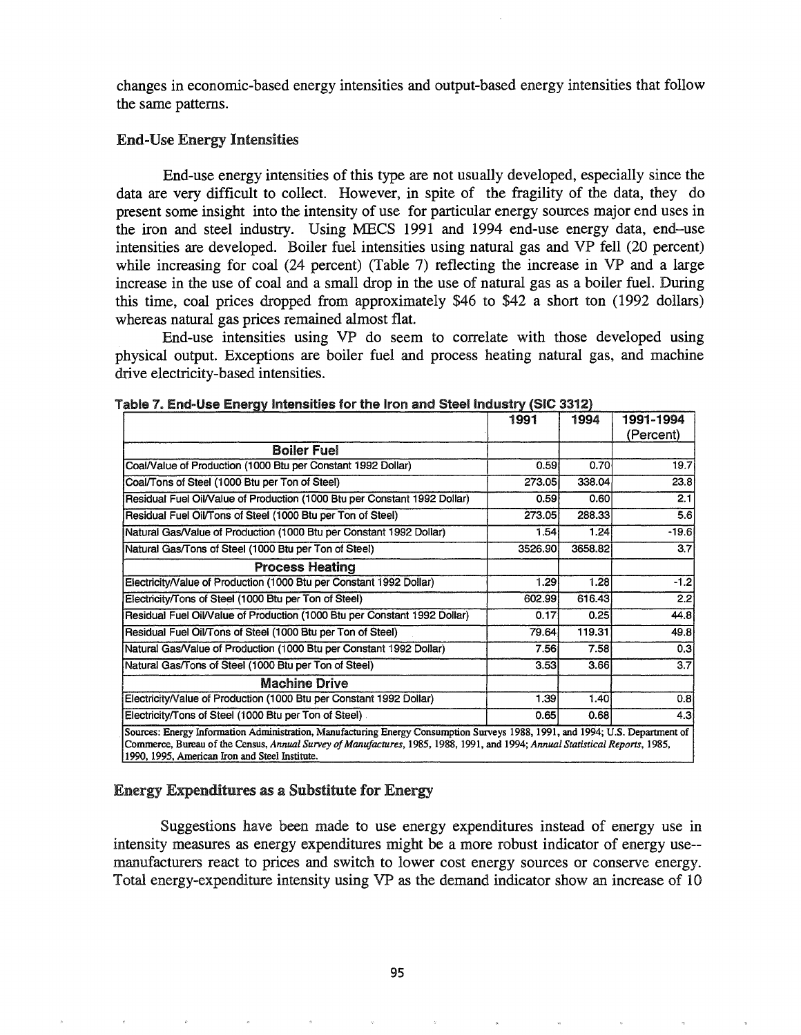changes in economic-based energy intensities and output-based energy intensities that follow the same patterns.

### End-Use Energy Intensities

End-use energy intensities of this type are not usually developed, especially since the data are very difficult to collect. However, in spite of the fragility of the data, they do present some insight into the intensity of use for particular energy sources major end uses in the iron and steel industry. Using MECS 1991 and 1994 end-use energy data, end–use intensities are developed. Boiler fuel intensities using natural gas and VP fell (20 percent) while increasing for coal (24 percent) (Table 7) reflecting the increase in VP and a large increase in the use of coal and a small drop in the use of natural gas as a boiler fuel. During this time, coal prices dropped from approximately $46 to $42 a short ton (1992 dollars) whereas natural gas prices remained almost flat.

End-use intensities using VP do seem to correlate with those developed using physical output. Exceptions are boiler fuel and process heating natural gas, and machine drive electricity-based intensities.

**Table 7. End-Use Energy Intensities for the Iron and Steel Industry (SIC 3312)**

| | 1991 | 1994 | 1991-1994 (Percent) |
|---|---|---|---|
| **Boiler Fuel** | | | |
| Coal/Value of Production (1000 Btu per Constant 1992 Dollar) | 0.59 | 0.70 | 19.7 |
| Coal/Tons of Steel (1000 Btu per Ton of Steel) | 273.05 | 338.04 | 23.8 |
| Residual Fuel Oil/Value of Production (1000 Btu per Constant 1992 Dollar) | 0.59 | 0.60 | 2.1 |
| Residual Fuel Oil/Tons of Steel (1000 Btu per Ton of Steel) | 273.05 | 288.33 | 5.6 |
| Natural Gas/Value of Production (1000 Btu per Constant 1992 Dollar) | 1.54 | 1.24 | -19.6 |
| Natural Gas/Tons of Steel (1000 Btu per Ton of Steel) | 3526.90 | 3658.82 | 3.7 |
| **Process Heating** | | | |
| Electricity/Value of Production (1000 Btu per Constant 1992 Dollar) | 1.29 | 1.28 | -1.2 |
| Electricity/Tons of Steel (1000 Btu per Ton of Steel) | 602.99 | 616.43 | 2.2 |
| Residual Fuel Oil/Value of Production (1000 Btu per Constant 1992 Dollar) | 0.17 | 0.25 | 44.8 |
| Residual Fuel Oil/Tons of Steel (1000 Btu per Ton of Steel) | 79.64 | 119.31 | 49.8 |
| Natural Gas/Value of Production (1000 Btu per Constant 1992 Dollar) | 7.56 | 7.58 | 0.3 |
| Natural Gas/Tons of Steel (1000 Btu per Ton of Steel) | 3.53 | 3.66 | 3.7 |
| **Machine Drive** | | | |
| Electricity/Value of Production (1000 Btu per Constant 1992 Dollar) | 1.39 | 1.40 | 0.8 |
| Electricity/Tons of Steel (1000 Btu per Ton of Steel) | 0.65 | 0.68 | 4.3 |

Sources: Energy Information Administration, Manufacturing Energy Consumption Surveys 1988, 1991, and 1994; U.S. Department of Commerce, Bureau of the Census, *Annual Survey of Manufactures*, 1985, 1988, 1991, and 1994; *Annual Statistical Reports*, 1985, 1990, 1995, American Iron and Steel Institute.

### Energy Expenditures as a Substitute for Energy

Suggestions have been made to use energy expenditures instead of energy use in intensity measures as energy expenditures might be a more robust indicator of energy use--manufacturers react to prices and switch to lower cost energy sources or conserve energy. Total energy-expenditure intensity using VP as the demand indicator show an increase of 10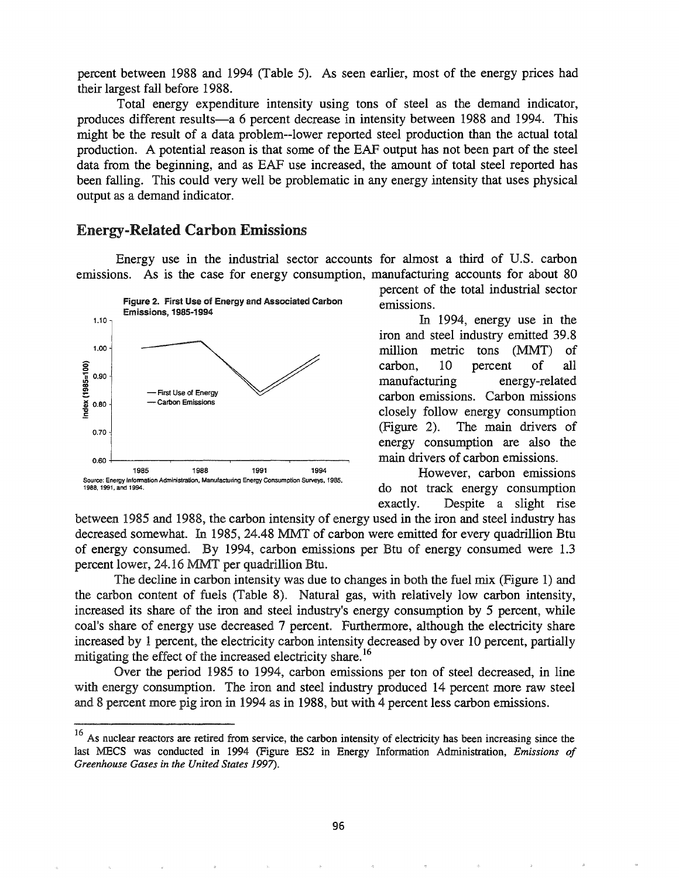percent between 1988 and 1994 (Table 5). As seen earlier, most of the energy prices had their largest fall before 1988.

Total energy expenditure intensity using tons of steel as the demand indicator, produces different results—a 6 percent decrease in intensity between 1988 and 1994. This might be the result of a data problem--lower reported steel production than the actual total production. A potential reason is that some of the EAF output has not been part of the steel data from the beginning, and as EAF use increased, the amount of total steel reported has been falling. This could very well be problematic in any energy intensity that uses physical output as a demand indicator.

## Energy-Related Carbon Emissions

Energy use in the industrial sector accounts for almost a third of U.S. carbon emissions. As is the case for energy consumption, manufacturing accounts for about 80 percent of the total industrial sector emissions.

**Figure 2. First Use of Energy and Associated Carbon Emissions, 1985-1994**

Source: Energy Information Administration, Manufacturing Energy Consumption Surveys, 1985, 1988, 1991, and 1994.

In 1994, energy use in the iron and steel industry emitted 39.8 million metric tons (MMT) of carbon, 10 percent of all manufacturing energy-related carbon emissions. Carbon missions closely follow energy consumption (Figure 2). The main drivers of energy consumption are also the main drivers of carbon emissions.

However, carbon emissions do not track energy consumption exactly. Despite a slight rise between 1985 and 1988, the carbon intensity of energy used in the iron and steel industry has decreased somewhat. In 1985, 24.48 MMT of carbon were emitted for every quadrillion Btu of energy consumed. By 1994, carbon emissions per Btu of energy consumed were 1.3 percent lower, 24.16 MMT per quadrillion Btu.

The decline in carbon intensity was due to changes in both the fuel mix (Figure 1) and the carbon content of fuels (Table 8). Natural gas, with relatively low carbon intensity, increased its share of the iron and steel industry's energy consumption by 5 percent, while coal's share of energy use decreased 7 percent. Furthermore, although the electricity share increased by 1 percent, the electricity carbon intensity decreased by over 10 percent, partially mitigating the effect of the increased electricity share.[16]

Over the period 1985 to 1994, carbon emissions per ton of steel decreased, in line with energy consumption. The iron and steel industry produced 14 percent more raw steel and 8 percent more pig iron in 1994 as in 1988, but with 4 percent less carbon emissions.

---

[16] As nuclear reactors are retired from service, the carbon intensity of electricity has been increasing since the last MECS was conducted in 1994 (Figure ES2 in Energy Information Administration, *Emissions of Greenhouse Gases in the United States 1997*).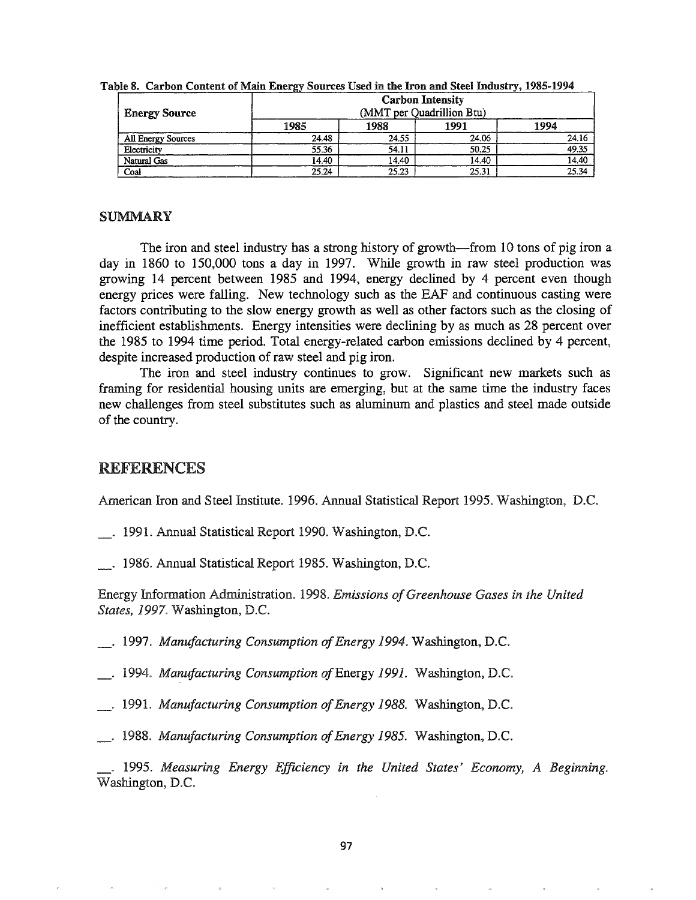Table 8. Carbon Content of Main Energy Sources Used in the Iron and Steel Industry, 1985-1994

| Energy Source | Carbon Intensity (MMT per Quadrillion Btu) | | | |
|---|---|---|---|---|
| | 1985 | 1988 | 1991 | 1994 |
| All Energy Sources | 24.48 | 24.55 | 24.06 | 24.16 |
| Electricity | 55.36 | 54.11 | 50.25 | 49.35 |
| Natural Gas | 14.40 | 14.40 | 14.40 | 14.40 |
| Coal | 25.24 | 25.23 | 25.31 | 25.34 |

## SUMMARY

The iron and steel industry has a strong history of growth—from 10 tons of pig iron a day in 1860 to 150,000 tons a day in 1997. While growth in raw steel production was growing 14 percent between 1985 and 1994, energy declined by 4 percent even though energy prices were falling. New technology such as the EAF and continuous casting were factors contributing to the slow energy growth as well as other factors such as the closing of inefficient establishments. Energy intensities were declining by as much as 28 percent over the 1985 to 1994 time period. Total energy-related carbon emissions declined by 4 percent, despite increased production of raw steel and pig iron.

The iron and steel industry continues to grow. Significant new markets such as framing for residential housing units are emerging, but at the same time the industry faces new challenges from steel substitutes such as aluminum and plastics and steel made outside of the country.

# REFERENCES

American Iron and Steel Institute. 1996. Annual Statistical Report 1995. Washington, D.C.

__. 1991. Annual Statistical Report 1990. Washington, D.C.

__. 1986. Annual Statistical Report 1985. Washington, D.C.

Energy Information Administration. 1998. *Emissions of Greenhouse Gases in the United States, 1997.* Washington, D.C.

__. 1997. *Manufacturing Consumption of Energy 1994.* Washington, D.C.

__. 1994. *Manufacturing Consumption of* Energy *1991.* Washington, D.C.

__. 1991. *Manufacturing Consumption of Energy 1988.* Washington, D.C.

__. 1988. *Manufacturing Consumption of Energy 1985.* Washington, D.C.

__. 1995. *Measuring Energy Efficiency in the United States' Economy, A Beginning.* Washington, D.C.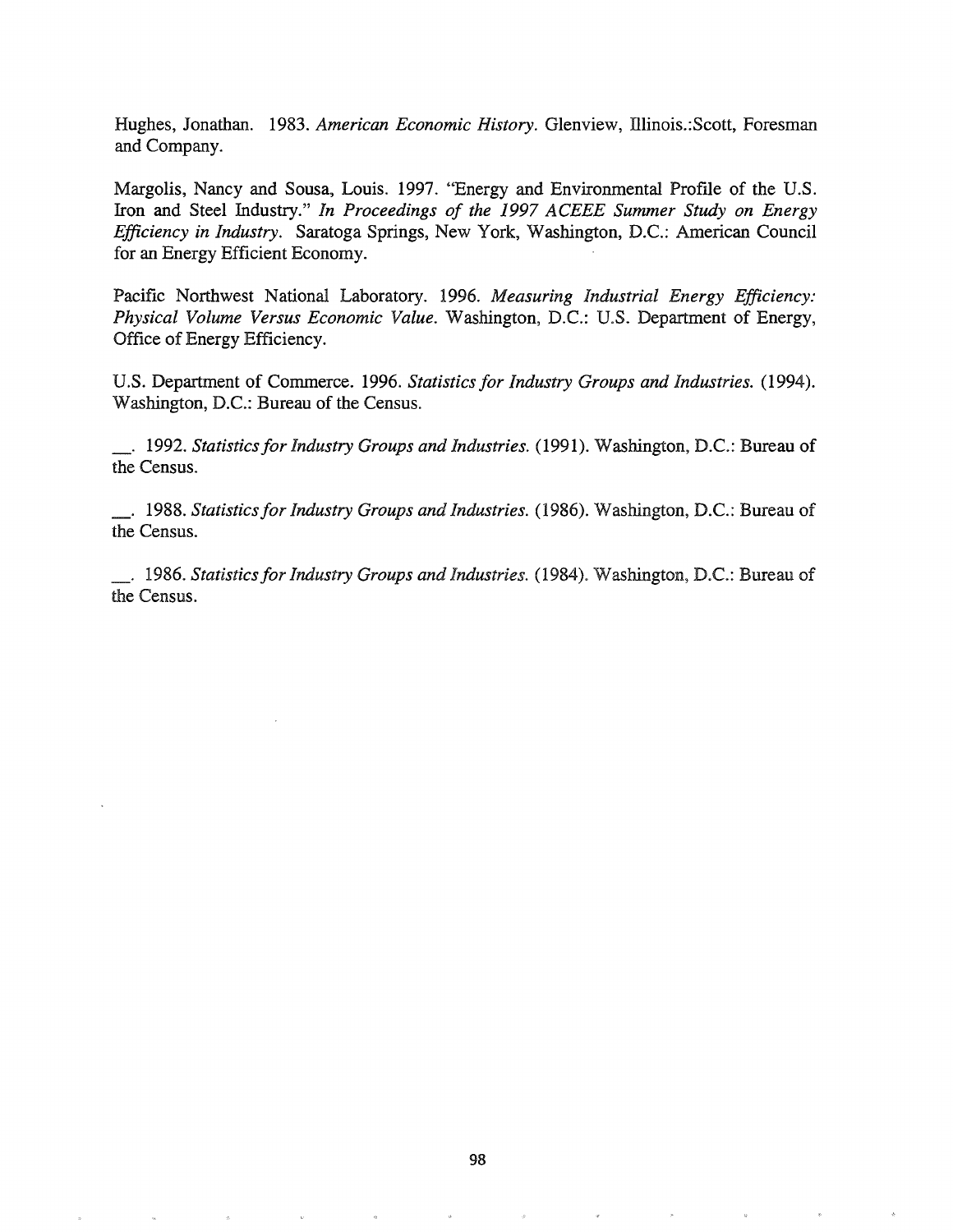Hughes, Jonathan. 1983. *American Economic History*. Glenview, Illinois.:Scott, Foresman and Company.

Margolis, Nancy and Sousa, Louis. 1997. "Energy and Environmental Profile of the U.S. Iron and Steel Industry." *In Proceedings of the 1997 ACEEE Summer Study on Energy Efficiency in Industry*. Saratoga Springs, New York, Washington, D.C.: American Council for an Energy Efficient Economy.

Pacific Northwest National Laboratory. 1996. *Measuring Industrial Energy Efficiency: Physical Volume Versus Economic Value*. Washington, D.C.: U.S. Department of Energy, Office of Energy Efficiency.

U.S. Department of Commerce. 1996. *Statistics for Industry Groups and Industries*. (1994). Washington, D.C.: Bureau of the Census.

__. 1992. *Statistics for Industry Groups and Industries*. (1991). Washington, D.C.: Bureau of the Census.

__. 1988. *Statistics for Industry Groups and Industries*. (1986). Washington, D.C.: Bureau of the Census.

__. 1986. *Statistics for Industry Groups and Industries*. (1984). Washington, D.C.: Bureau of the Census.